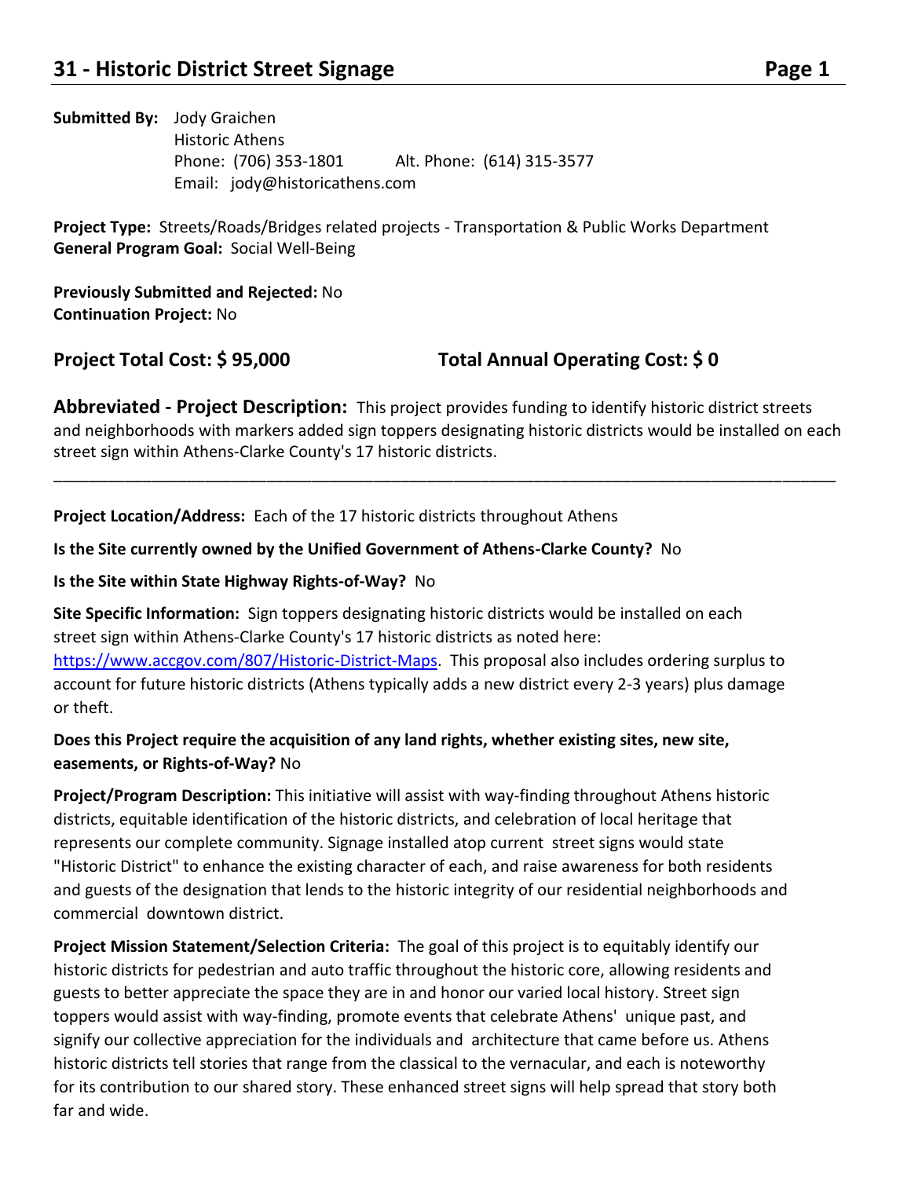# 31 - Historic District Street Signage

**Submitted By:** Jody Graichen
Historic Athens
Phone: (706) 353-1801 Alt. Phone: (614) 315-3577
Email: jody@historicathens.com

**Project Type:** Streets/Roads/Bridges related projects - Transportation & Public Works Department
**General Program Goal:** Social Well-Being

**Previously Submitted and Rejected:** No
**Continuation Project:** No

**Project Total Cost: $ 95,000** **Total Annual Operating Cost: $ 0**

**Abbreviated - Project Description:** This project provides funding to identify historic district streets and neighborhoods with markers added sign toppers designating historic districts would be installed on each street sign within Athens-Clarke County's 17 historic districts.

---

**Project Location/Address:** Each of the 17 historic districts throughout Athens

**Is the Site currently owned by the Unified Government of Athens-Clarke County?** No

**Is the Site within State Highway Rights-of-Way?** No

**Site Specific Information:** Sign toppers designating historic districts would be installed on each street sign within Athens-Clarke County's 17 historic districts as noted here: https://www.accgov.com/807/Historic-District-Maps. This proposal also includes ordering surplus to account for future historic districts (Athens typically adds a new district every 2-3 years) plus damage or theft.

**Does this Project require the acquisition of any land rights, whether existing sites, new site, easements, or Rights-of-Way?** No

**Project/Program Description:** This initiative will assist with way-finding throughout Athens historic districts, equitable identification of the historic districts, and celebration of local heritage that represents our complete community. Signage installed atop current street signs would state "Historic District" to enhance the existing character of each, and raise awareness for both residents and guests of the designation that lends to the historic integrity of our residential neighborhoods and commercial downtown district.

**Project Mission Statement/Selection Criteria:** The goal of this project is to equitably identify our historic districts for pedestrian and auto traffic throughout the historic core, allowing residents and guests to better appreciate the space they are in and honor our varied local history. Street sign toppers would assist with way-finding, promote events that celebrate Athens' unique past, and signify our collective appreciation for the individuals and architecture that came before us. Athens historic districts tell stories that range from the classical to the vernacular, and each is noteworthy for its contribution to our shared story. These enhanced street signs will help spread that story both far and wide.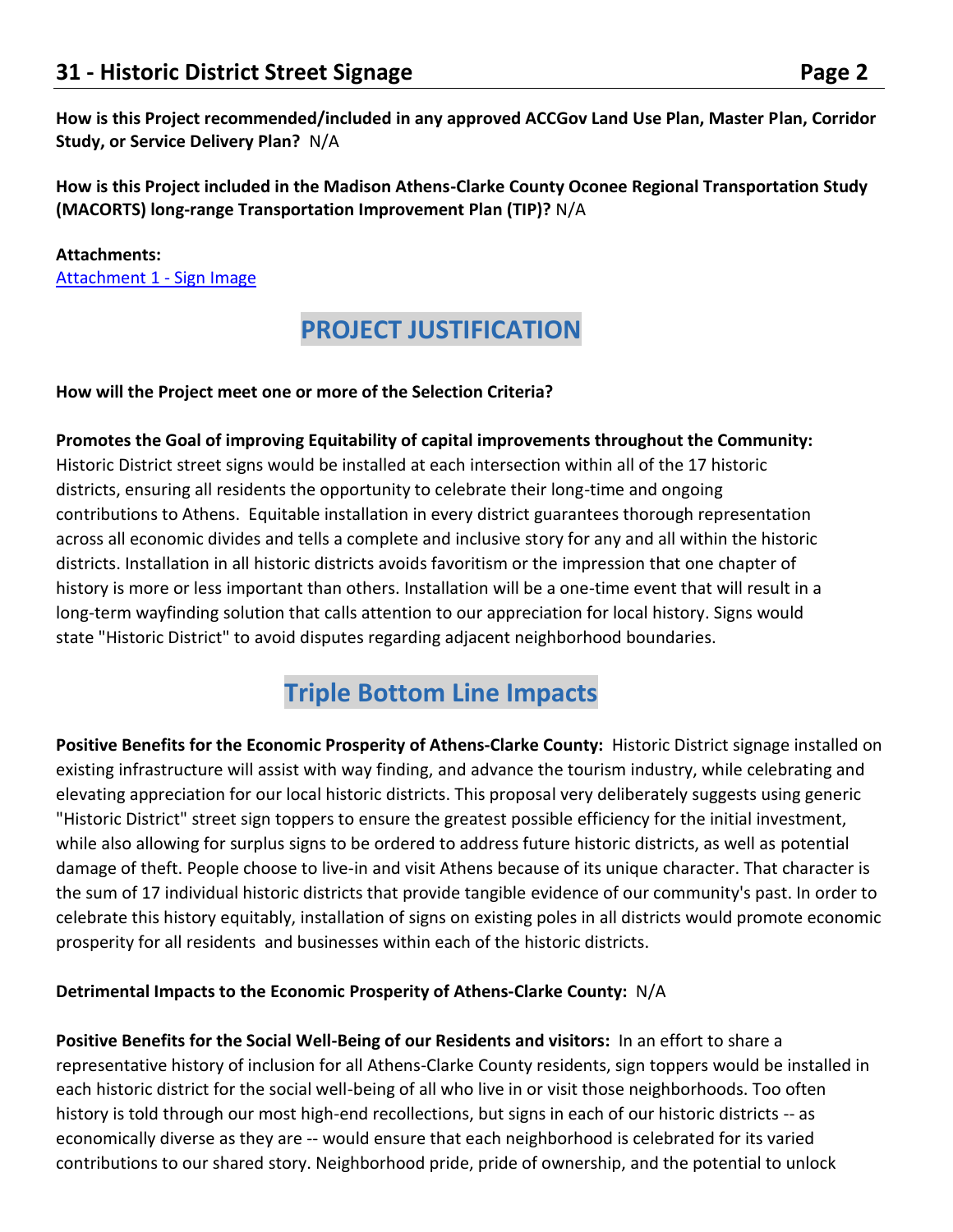**How is this Project recommended/included in any approved ACCGov Land Use Plan, Master Plan, Corridor Study, or Service Delivery Plan?** N/A

**How is this Project included in the Madison Athens-Clarke County Oconee Regional Transportation Study (MACORTS) long-range Transportation Improvement Plan (TIP)?** N/A

**Attachments:**
Attachment 1 - Sign Image

## PROJECT JUSTIFICATION

**How will the Project meet one or more of the Selection Criteria?**

**Promotes the Goal of improving Equitability of capital improvements throughout the Community:** Historic District street signs would be installed at each intersection within all of the 17 historic districts, ensuring all residents the opportunity to celebrate their long-time and ongoing contributions to Athens. Equitable installation in every district guarantees thorough representation across all economic divides and tells a complete and inclusive story for any and all within the historic districts. Installation in all historic districts avoids favoritism or the impression that one chapter of history is more or less important than others. Installation will be a one-time event that will result in a long-term wayfinding solution that calls attention to our appreciation for local history. Signs would state "Historic District" to avoid disputes regarding adjacent neighborhood boundaries.

## Triple Bottom Line Impacts

**Positive Benefits for the Economic Prosperity of Athens-Clarke County:** Historic District signage installed on existing infrastructure will assist with way finding, and advance the tourism industry, while celebrating and elevating appreciation for our local historic districts. This proposal very deliberately suggests using generic "Historic District" street sign toppers to ensure the greatest possible efficiency for the initial investment, while also allowing for surplus signs to be ordered to address future historic districts, as well as potential damage of theft. People choose to live-in and visit Athens because of its unique character. That character is the sum of 17 individual historic districts that provide tangible evidence of our community's past. In order to celebrate this history equitably, installation of signs on existing poles in all districts would promote economic prosperity for all residents and businesses within each of the historic districts.

**Detrimental Impacts to the Economic Prosperity of Athens-Clarke County:** N/A

**Positive Benefits for the Social Well-Being of our Residents and visitors:** In an effort to share a representative history of inclusion for all Athens-Clarke County residents, sign toppers would be installed in each historic district for the social well-being of all who live in or visit those neighborhoods. Too often history is told through our most high-end recollections, but signs in each of our historic districts -- as economically diverse as they are -- would ensure that each neighborhood is celebrated for its varied contributions to our shared story. Neighborhood pride, pride of ownership, and the potential to unlock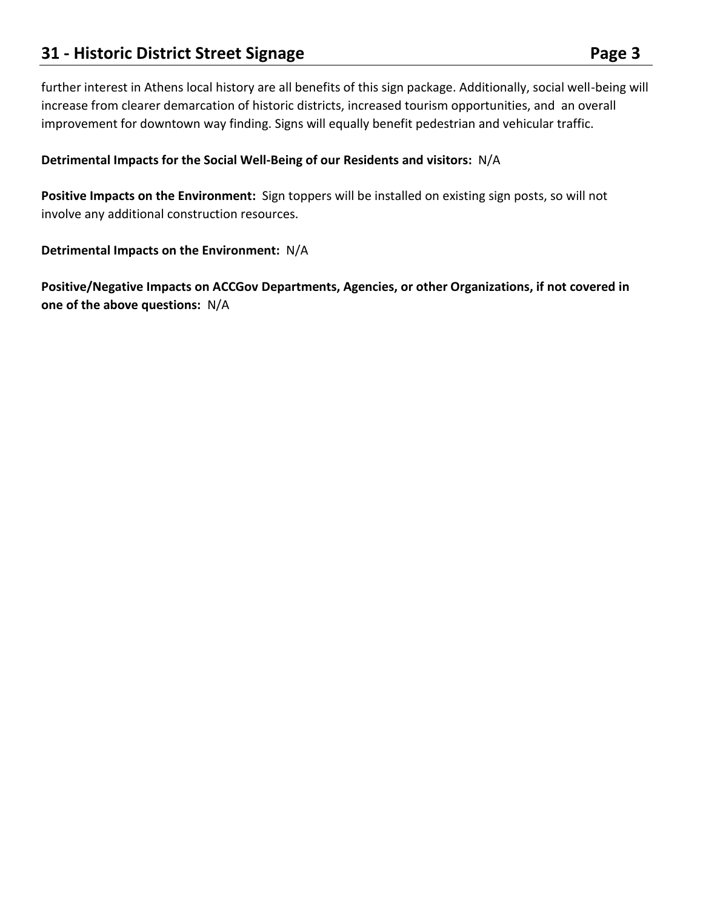further interest in Athens local history are all benefits of this sign package. Additionally, social well-being will increase from clearer demarcation of historic districts, increased tourism opportunities, and an overall improvement for downtown way finding. Signs will equally benefit pedestrian and vehicular traffic.

**Detrimental Impacts for the Social Well-Being of our Residents and visitors:** N/A

**Positive Impacts on the Environment:** Sign toppers will be installed on existing sign posts, so will not involve any additional construction resources.

**Detrimental Impacts on the Environment:** N/A

**Positive/Negative Impacts on ACCGov Departments, Agencies, or other Organizations, if not covered in one of the above questions:** N/A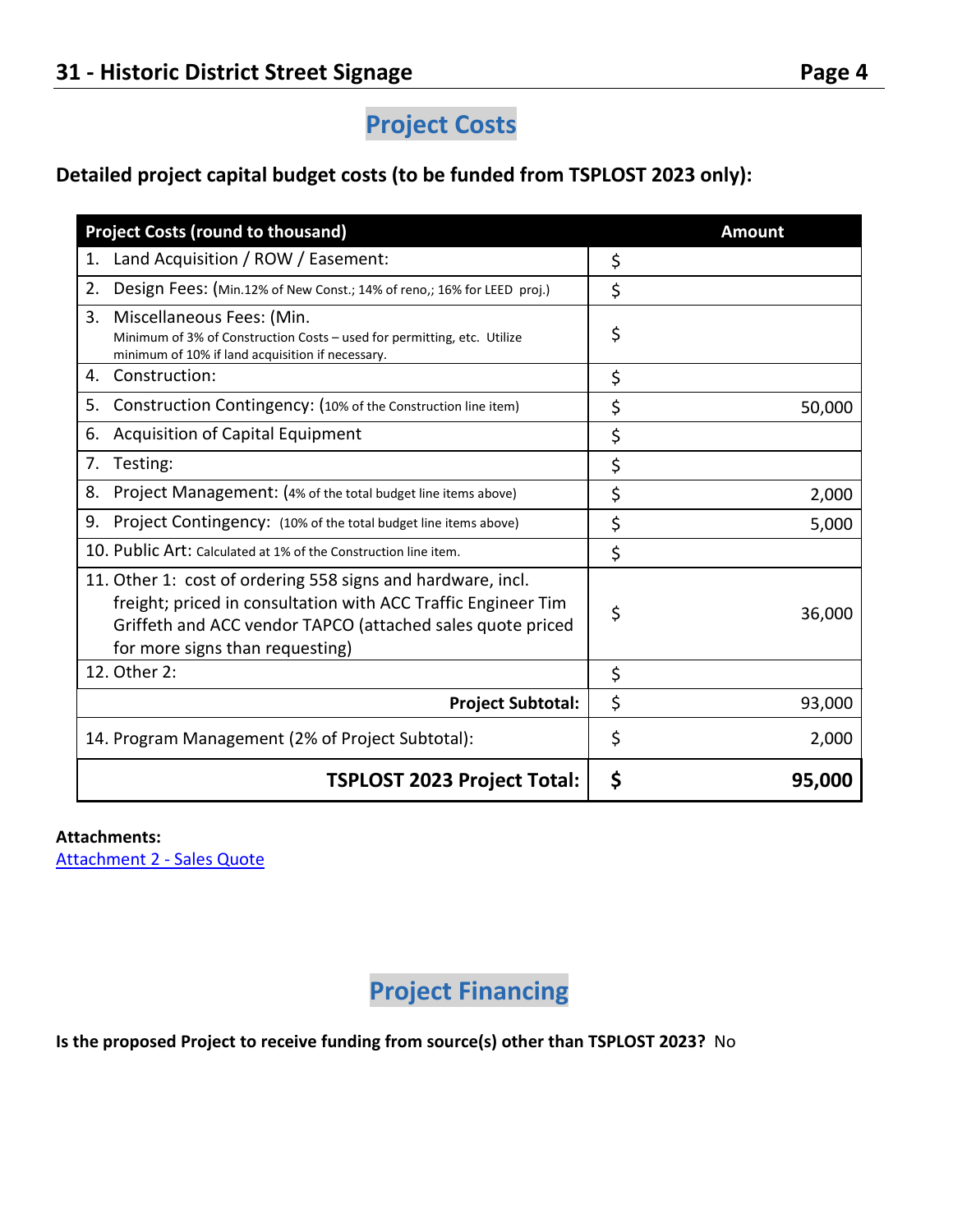## Project Costs

**Detailed project capital budget costs (to be funded from TSPLOST 2023 only):**

| Project Costs (round to thousand) | Amount |
|---|---|
| 1. Land Acquisition / ROW / Easement: | $ |
| 2. Design Fees: (Min.12% of New Const.; 14% of reno,; 16% for LEED proj.) | $ |
| 3. Miscellaneous Fees: (Min. Minimum of 3% of Construction Costs – used for permitting, etc. Utilize minimum of 10% if land acquisition if necessary. | $ |
| 4. Construction: | $ |
| 5. Construction Contingency: (10% of the Construction line item) | $ 50,000 |
| 6. Acquisition of Capital Equipment | $ |
| 7. Testing: | $ |
| 8. Project Management: (4% of the total budget line items above) | $ 2,000 |
| 9. Project Contingency: (10% of the total budget line items above) | $ 5,000 |
| 10. Public Art: Calculated at 1% of the Construction line item. | $ |
| 11. Other 1: cost of ordering 558 signs and hardware, incl. freight; priced in consultation with ACC Traffic Engineer Tim Griffeth and ACC vendor TAPCO (attached sales quote priced for more signs than requesting) | $ 36,000 |
| 12. Other 2: | $ |
| **Project Subtotal:** | $ 93,000 |
| 14. Program Management (2% of Project Subtotal): | $ 2,000 |
| **TSPLOST 2023 Project Total:** | **$ 95,000** |

**Attachments:**
Attachment 2 - Sales Quote

## Project Financing

**Is the proposed Project to receive funding from source(s) other than TSPLOST 2023?** No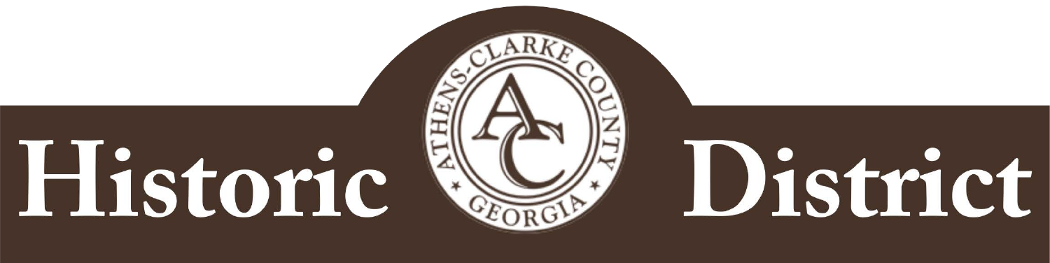Historic

ATHENS-CLARKE COUNTY

AC

GEORGIA

District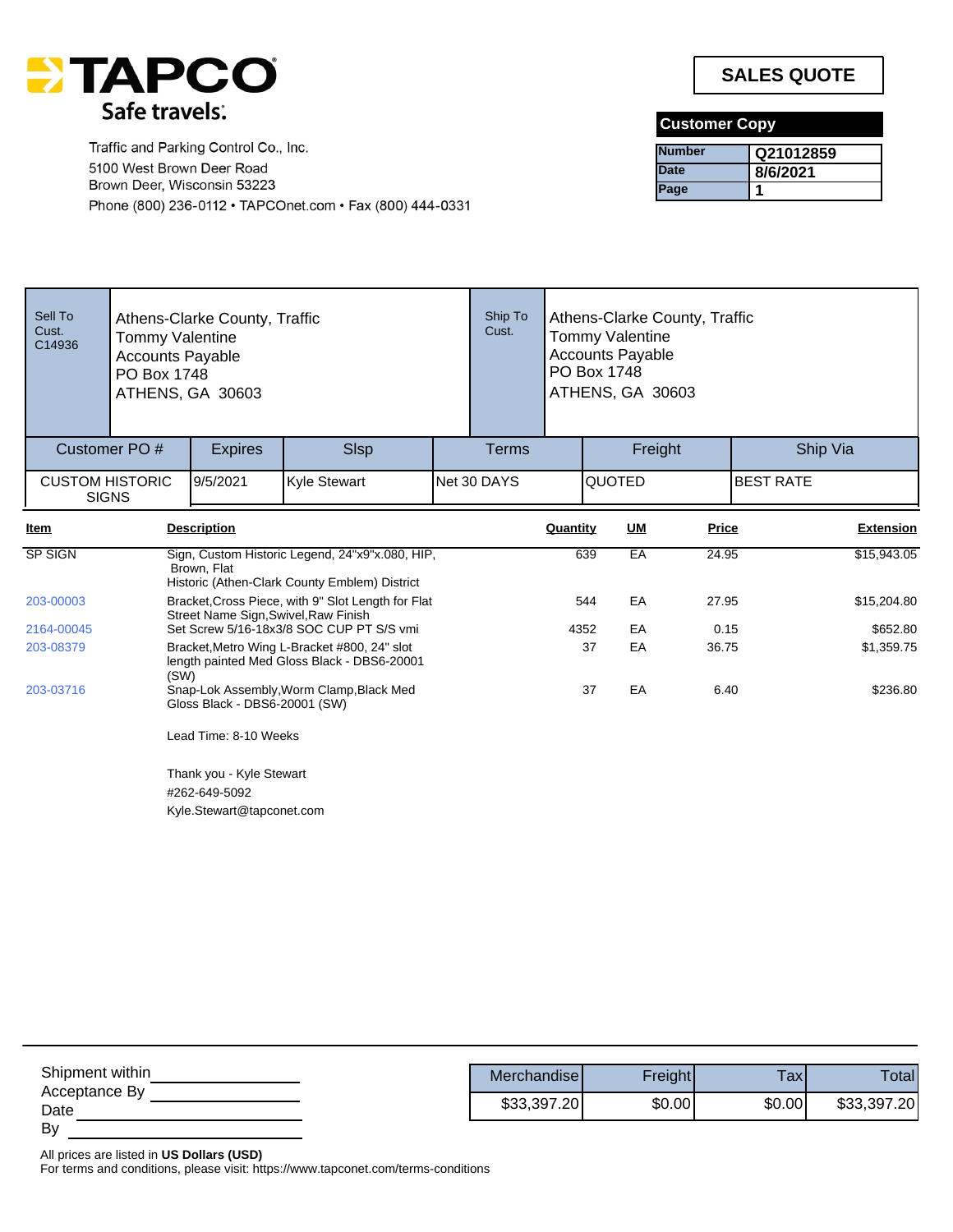TAPCO
Safe travels.

Traffic and Parking Control Co., Inc.
5100 West Brown Deer Road
Brown Deer, Wisconsin 53223
Phone (800) 236-0112 • TAPCOnet.com • Fax (800) 444-0331

# SALES QUOTE

**Customer Copy**

| | |
|---|---|
| Number | Q21012859 |
| Date | 8/6/2021 |
| Page | 1 |

| Sell To Cust. C14936 | | Ship To Cust. | |
|---|---|---|---|
| | Athens-Clarke County, Traffic<br>Tommy Valentine<br>Accounts Payable<br>PO Box 1748<br>ATHENS, GA 30603 | | Athens-Clarke County, Traffic<br>Tommy Valentine<br>Accounts Payable<br>PO Box 1748<br>ATHENS, GA 30603 |

| Customer PO # | Expires | Slsp | Terms | Freight | Ship Via |
|---|---|---|---|---|---|
| CUSTOM HISTORIC SIGNS | 9/5/2021 | Kyle Stewart | Net 30 DAYS | QUOTED | BEST RATE |

| Item | Description | Quantity | UM | Price | Extension |
|---|---|---|---|---|---|
| SP SIGN | Sign, Custom Historic Legend, 24"x9"x.080, HIP, Brown, Flat<br>Historic (Athen-Clark County Emblem) District | 639 | EA | 24.95 | $15,943.05 |
| 203-00003 | Bracket,Cross Piece, with 9" Slot Length for Flat Street Name Sign,Swivel,Raw Finish | 544 | EA | 27.95 | $15,204.80 |
| 2164-00045 | Set Screw 5/16-18x3/8 SOC CUP PT S/S vmi | 4352 | EA | 0.15 | $652.80 |
| 203-08379 | Bracket,Metro Wing L-Bracket #800, 24" slot length painted Med Gloss Black - DBS6-20001 (SW) | 37 | EA | 36.75 | $1,359.75 |
| 203-03716 | Snap-Lok Assembly,Worm Clamp,Black Med Gloss Black - DBS6-20001 (SW) | 37 | EA | 6.40 | $236.80 |

Lead Time: 8-10 Weeks

Thank you - Kyle Stewart
#262-649-5092
Kyle.Stewart@tapconet.com

Shipment within ____________
Acceptance By ____________
Date ____________
By ____________

| Merchandise | Freight | Tax | Total |
|---|---|---|---|
| $33,397.20 | $0.00 | $0.00 | $33,397.20 |

All prices are listed in **US Dollars (USD)**
For terms and conditions, please visit: https://www.tapconet.com/terms-conditions